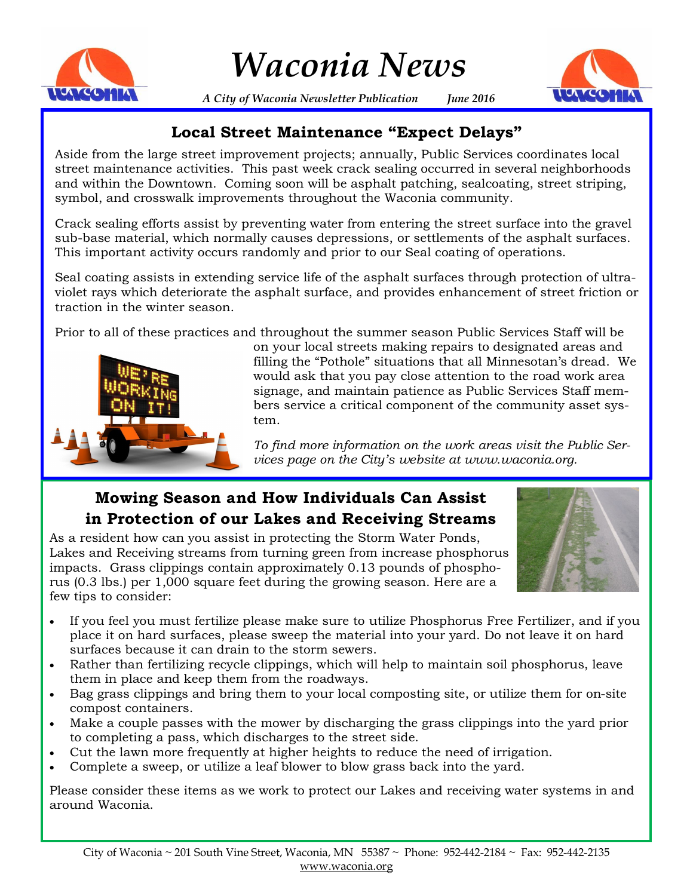# Waconia News

*A City of Waconia Newsletter Publication* *June 2016*

## Local Street Maintenance "Expect Delays"

Aside from the large street improvement projects; annually, Public Services coordinates local street maintenance activities. This past week crack sealing occurred in several neighborhoods and within the Downtown. Coming soon will be asphalt patching, sealcoating, street striping, symbol, and crosswalk improvements throughout the Waconia community.

Crack sealing efforts assist by preventing water from entering the street surface into the gravel sub-base material, which normally causes depressions, or settlements of the asphalt surfaces. This important activity occurs randomly and prior to our Seal coating of operations.

Seal coating assists in extending service life of the asphalt surfaces through protection of ultra-violet rays which deteriorate the asphalt surface, and provides enhancement of street friction or traction in the winter season.

Prior to all of these practices and throughout the summer season Public Services Staff will be on your local streets making repairs to designated areas and filling the "Pothole" situations that all Minnesotan's dread. We would ask that you pay close attention to the road work area signage, and maintain patience as Public Services Staff members service a critical component of the community asset system.

*To find more information on the work areas visit the Public Services page on the City's website at www.waconia.org.*

## Mowing Season and How Individuals Can Assist in Protection of our Lakes and Receiving Streams

As a resident how can you assist in protecting the Storm Water Ponds, Lakes and Receiving streams from turning green from increase phosphorus impacts. Grass clippings contain approximately 0.13 pounds of phosphorus (0.3 lbs.) per 1,000 square feet during the growing season. Here are a few tips to consider:

- If you feel you must fertilize please make sure to utilize Phosphorus Free Fertilizer, and if you place it on hard surfaces, please sweep the material into your yard. Do not leave it on hard surfaces because it can drain to the storm sewers.
- Rather than fertilizing recycle clippings, which will help to maintain soil phosphorus, leave them in place and keep them from the roadways.
- Bag grass clippings and bring them to your local composting site, or utilize them for on-site compost containers.
- Make a couple passes with the mower by discharging the grass clippings into the yard prior to completing a pass, which discharges to the street side.
- Cut the lawn more frequently at higher heights to reduce the need of irrigation.
- Complete a sweep, or utilize a leaf blower to blow grass back into the yard.

Please consider these items as we work to protect our Lakes and receiving water systems in and around Waconia.

City of Waconia ~ 201 South Vine Street, Waconia, MN 55387 ~ Phone: 952-442-2184 ~ Fax: 952-442-2135
www.waconia.org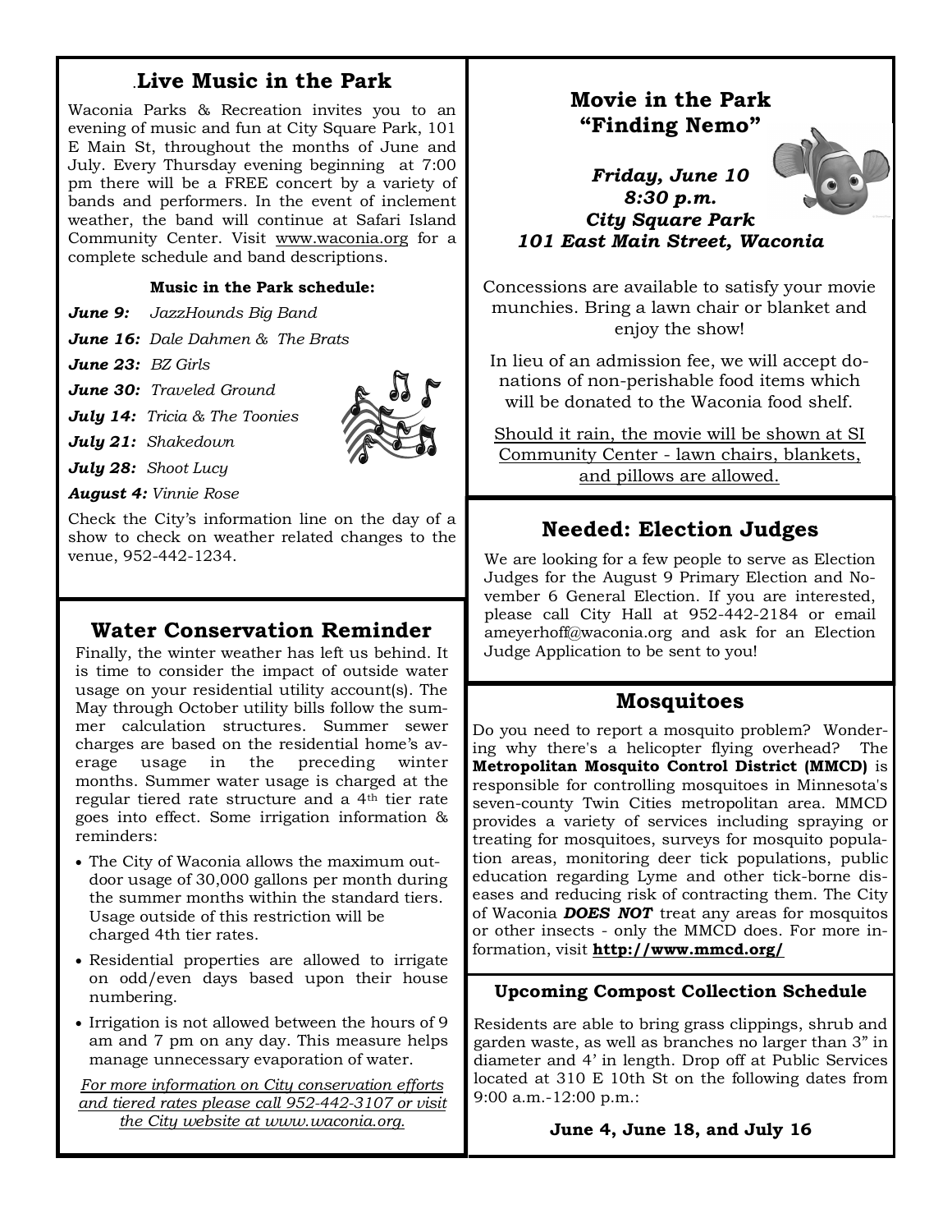## .Live Music in the Park

Waconia Parks & Recreation invites you to an evening of music and fun at City Square Park, 101 E Main St, throughout the months of June and July. Every Thursday evening beginning at 7:00 pm there will be a FREE concert by a variety of bands and performers. In the event of inclement weather, the band will continue at Safari Island Community Center. Visit www.waconia.org for a complete schedule and band descriptions.

**Music in the Park schedule:**

***June 9:*** *JazzHounds Big Band*

***June 16:*** *Dale Dahmen & The Brats*

***June 23:*** *BZ Girls*

***June 30:*** *Traveled Ground*

***July 14:*** *Tricia & The Toonies*

***July 21:*** *Shakedown*

***July 28:*** *Shoot Lucy*

***August 4:*** *Vinnie Rose*

Check the City's information line on the day of a show to check on weather related changes to the venue, 952-442-1234.

## Water Conservation Reminder

Finally, the winter weather has left us behind. It is time to consider the impact of outside water usage on your residential utility account(s). The May through October utility bills follow the summer calculation structures. Summer sewer charges are based on the residential home's average usage in the preceding winter months. Summer water usage is charged at the regular tiered rate structure and a 4th tier rate goes into effect. Some irrigation information & reminders:

- The City of Waconia allows the maximum outdoor usage of 30,000 gallons per month during the summer months within the standard tiers. Usage outside of this restriction will be charged 4th tier rates.
- Residential properties are allowed to irrigate on odd/even days based upon their house numbering.
- Irrigation is not allowed between the hours of 9 am and 7 pm on any day. This measure helps manage unnecessary evaporation of water.

*For more information on City conservation efforts and tiered rates please call 952-442-3107 or visit the City website at www.waconia.org.*

## Movie in the Park "Finding Nemo"

***Friday, June 10***
***8:30 p.m.***
***City Square Park***
***101 East Main Street, Waconia***

Concessions are available to satisfy your movie munchies. Bring a lawn chair or blanket and enjoy the show!

In lieu of an admission fee, we will accept donations of non-perishable food items which will be donated to the Waconia food shelf.

Should it rain, the movie will be shown at SI Community Center - lawn chairs, blankets, and pillows are allowed.

## Needed: Election Judges

We are looking for a few people to serve as Election Judges for the August 9 Primary Election and November 6 General Election. If you are interested, please call City Hall at 952-442-2184 or email ameyerhoff@waconia.org and ask for an Election Judge Application to be sent to you!

## Mosquitoes

Do you need to report a mosquito problem? Wondering why there's a helicopter flying overhead? The **Metropolitan Mosquito Control District (MMCD)** is responsible for controlling mosquitoes in Minnesota's seven-county Twin Cities metropolitan area. MMCD provides a variety of services including spraying or treating for mosquitoes, surveys for mosquito population areas, monitoring deer tick populations, public education regarding Lyme and other tick-borne diseases and reducing risk of contracting them. The City of Waconia ***DOES NOT*** treat any areas for mosquitos or other insects - only the MMCD does. For more information, visit **http://www.mmcd.org/**

### Upcoming Compost Collection Schedule

Residents are able to bring grass clippings, shrub and garden waste, as well as branches no larger than 3" in diameter and 4' in length. Drop off at Public Services located at 310 E 10th St on the following dates from 9:00 a.m.-12:00 p.m.:

**June 4, June 18, and July 16**